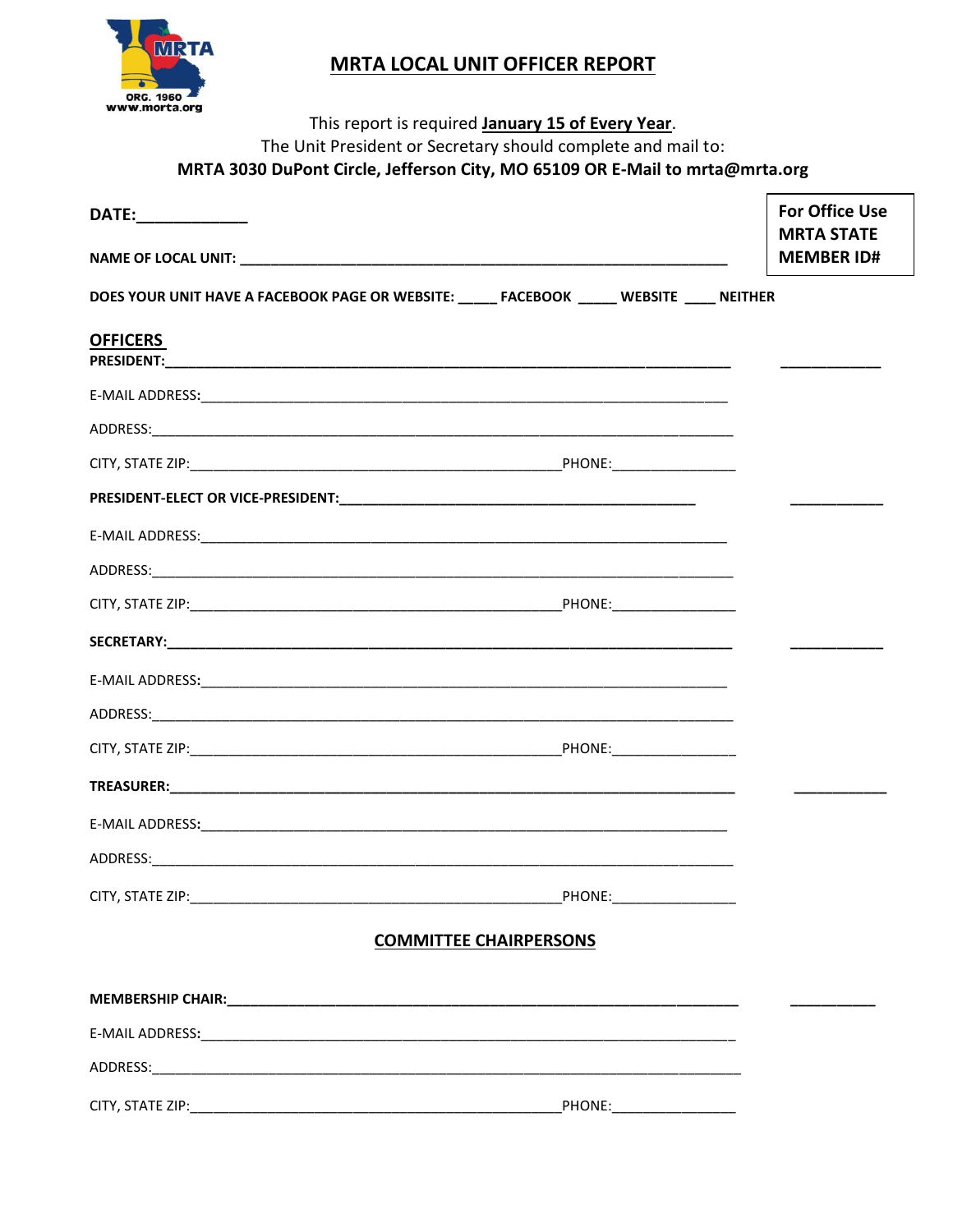# MRTA LOCAL UNIT OFFICER REPORT

This report is required **January 15 of Every Year**.
The Unit President or Secretary should complete and mail to:
**MRTA 3030 DuPont Circle, Jefferson City, MO 65109 OR E-Mail to mrta@mrta.org**

**DATE:____________**

**For Office Use MRTA STATE MEMBER ID#**

**NAME OF LOCAL UNIT:** ____________________________________________________________

**DOES YOUR UNIT HAVE A FACEBOOK PAGE OR WEBSITE: _____ FACEBOOK _____ WEBSITE ____ NEITHER**

## OFFICERS

**PRESIDENT:**____________________________________________________________ ____________

E-MAIL ADDRESS:____________________________________________________________

ADDRESS:____________________________________________________________

CITY, STATE ZIP:_____________________________________PHONE:________________

**PRESIDENT-ELECT OR VICE-PRESIDENT:**_____________________________________ ____________

E-MAIL ADDRESS:____________________________________________________________

ADDRESS:____________________________________________________________

CITY, STATE ZIP:_____________________________________PHONE:________________

**SECRETARY:**____________________________________________________________ ____________

E-MAIL ADDRESS:____________________________________________________________

ADDRESS:____________________________________________________________

CITY, STATE ZIP:_____________________________________PHONE:________________

**TREASURER:**____________________________________________________________ ____________

E-MAIL ADDRESS:____________________________________________________________

ADDRESS:____________________________________________________________

CITY, STATE ZIP:_____________________________________PHONE:________________

## COMMITTEE CHAIRPERSONS

**MEMBERSHIP CHAIR:**_____________________________________________________ ___________

E-MAIL ADDRESS:____________________________________________________________

ADDRESS:____________________________________________________________

CITY, STATE ZIP:_____________________________________PHONE:________________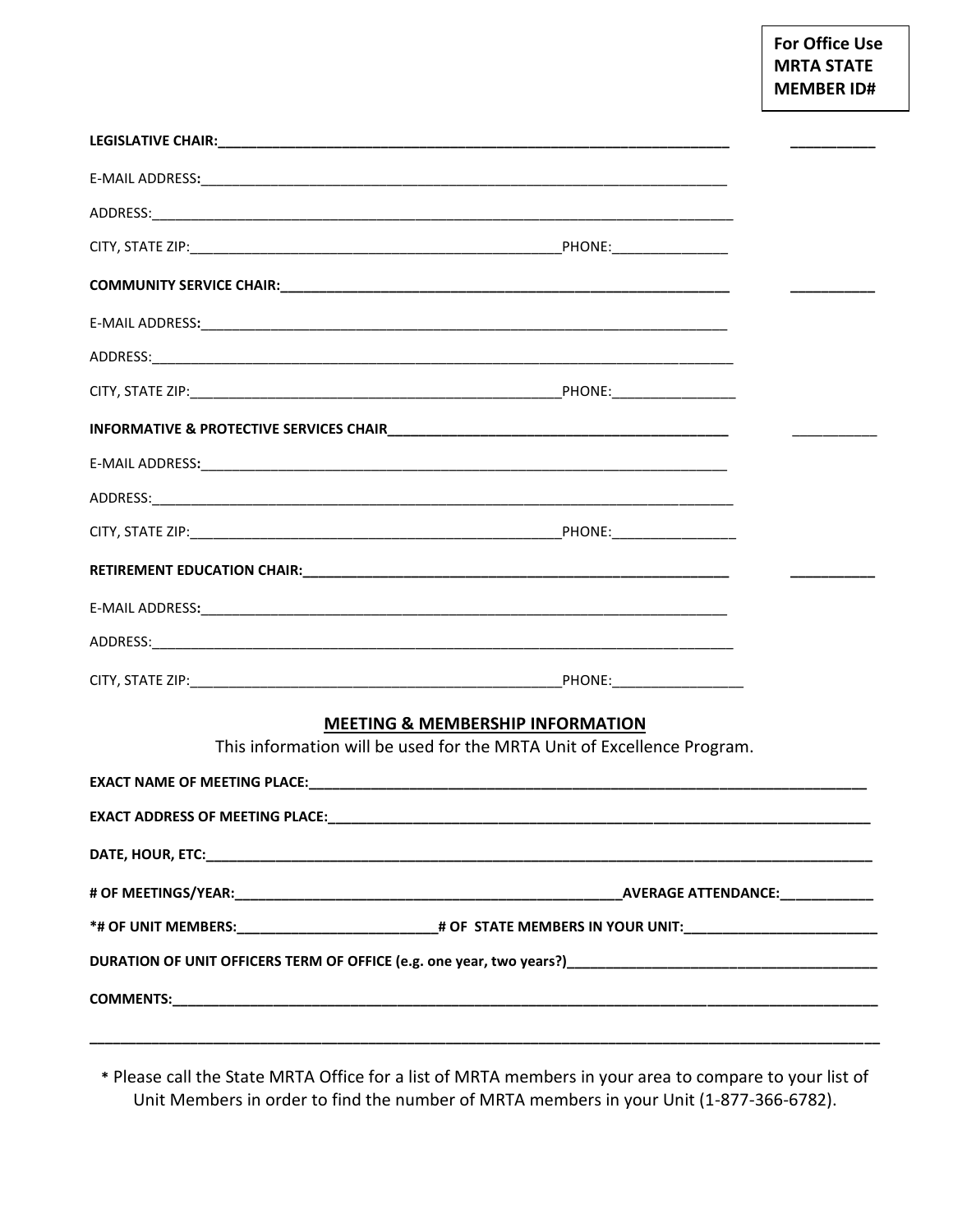**For Office Use MRTA STATE MEMBER ID#**

**LEGISLATIVE CHAIR:**_______________________________________________ ___________

E-MAIL ADDRESS**:**_______________________________________________

ADDRESS:_______________________________________________

CITY, STATE ZIP:_________________________________PHONE:_______________

**COMMUNITY SERVICE CHAIR:**_______________________________________________ ___________

E-MAIL ADDRESS**:**_______________________________________________

ADDRESS:_______________________________________________

CITY, STATE ZIP:_________________________________PHONE:_______________

**INFORMATIVE & PROTECTIVE SERVICES CHAIR**_______________________________________________ ___________

E-MAIL ADDRESS**:**_______________________________________________

ADDRESS:_______________________________________________

CITY, STATE ZIP:_________________________________PHONE:_______________

**RETIREMENT EDUCATION CHAIR:**_______________________________________________ ___________

E-MAIL ADDRESS**:**_______________________________________________

ADDRESS:_______________________________________________

CITY, STATE ZIP:_________________________________PHONE:_______________

## MEETING & MEMBERSHIP INFORMATION

This information will be used for the MRTA Unit of Excellence Program.

**EXACT NAME OF MEETING PLACE:**_______________________________________________

**EXACT ADDRESS OF MEETING PLACE:**_______________________________________________

**DATE, HOUR, ETC:**_______________________________________________

**# OF MEETINGS/YEAR:**_________________________________**AVERAGE ATTENDANCE:**____________

**\*# OF UNIT MEMBERS:**_________________________**# OF STATE MEMBERS IN YOUR UNIT:**_________________________

**DURATION OF UNIT OFFICERS TERM OF OFFICE (e.g. one year, two years?)**_______________________________________________

**COMMENTS:**_______________________________________________

_______________________________________________

\* Please call the State MRTA Office for a list of MRTA members in your area to compare to your list of Unit Members in order to find the number of MRTA members in your Unit (1-877-366-6782).